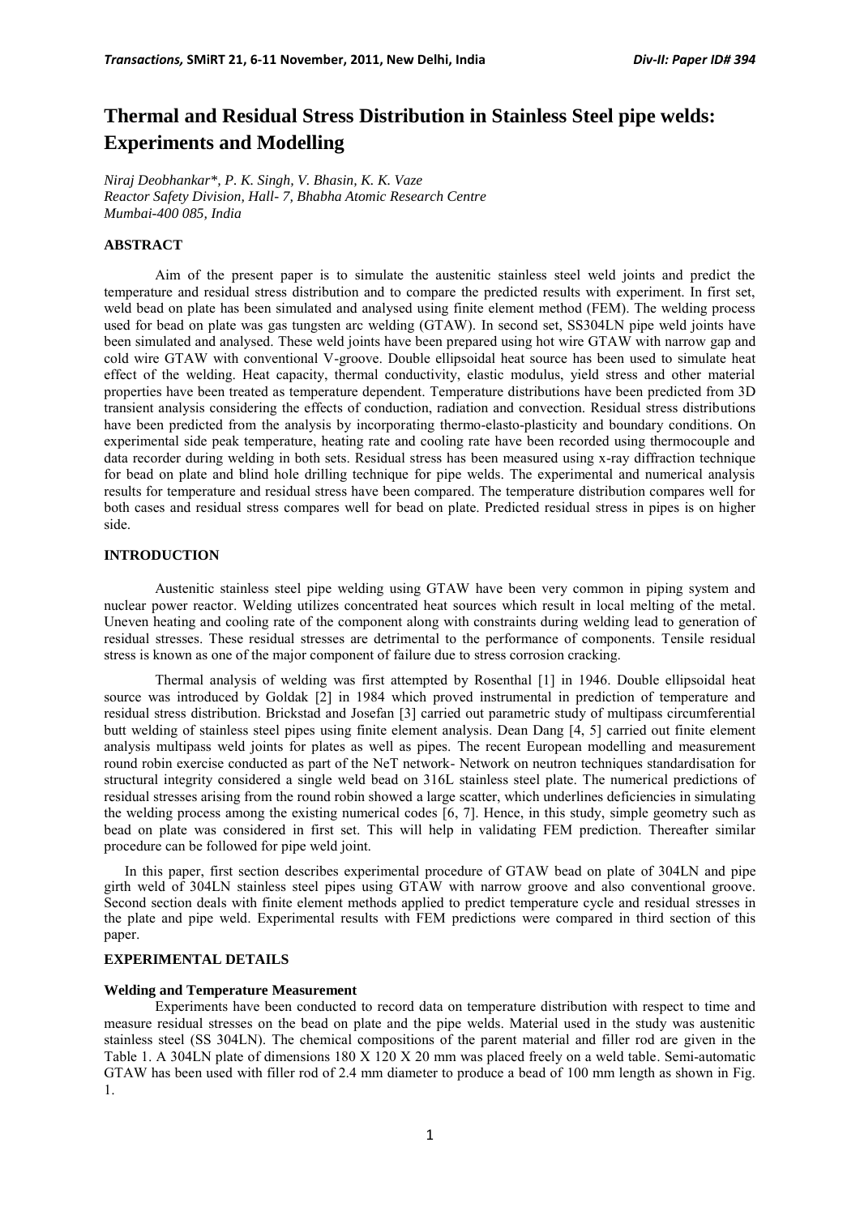# Thermal and Residual Stress Distribution in Stainless Steel pipe welds: Experiments and Modelling

*Niraj Deobhankar\*, P. K. Singh, V. Bhasin, K. K. Vaze*
*Reactor Safety Division, Hall- 7, Bhabha Atomic Research Centre*
*Mumbai-400 085, India*

## ABSTRACT

Aim of the present paper is to simulate the austenitic stainless steel weld joints and predict the temperature and residual stress distribution and to compare the predicted results with experiment. In first set, weld bead on plate has been simulated and analysed using finite element method (FEM). The welding process used for bead on plate was gas tungsten arc welding (GTAW). In second set, SS304LN pipe weld joints have been simulated and analysed. These weld joints have been prepared using hot wire GTAW with narrow gap and cold wire GTAW with conventional V-groove. Double ellipsoidal heat source has been used to simulate heat effect of the welding. Heat capacity, thermal conductivity, elastic modulus, yield stress and other material properties have been treated as temperature dependent. Temperature distributions have been predicted from 3D transient analysis considering the effects of conduction, radiation and convection. Residual stress distributions have been predicted from the analysis by incorporating thermo-elasto-plasticity and boundary conditions. On experimental side peak temperature, heating rate and cooling rate have been recorded using thermocouple and data recorder during welding in both sets. Residual stress has been measured using x-ray diffraction technique for bead on plate and blind hole drilling technique for pipe welds. The experimental and numerical analysis results for temperature and residual stress have been compared. The temperature distribution compares well for both cases and residual stress compares well for bead on plate. Predicted residual stress in pipes is on higher side.

## INTRODUCTION

Austenitic stainless steel pipe welding using GTAW have been very common in piping system and nuclear power reactor. Welding utilizes concentrated heat sources which result in local melting of the metal. Uneven heating and cooling rate of the component along with constraints during welding lead to generation of residual stresses. These residual stresses are detrimental to the performance of components. Tensile residual stress is known as one of the major component of failure due to stress corrosion cracking.

Thermal analysis of welding was first attempted by Rosenthal [1] in 1946. Double ellipsoidal heat source was introduced by Goldak [2] in 1984 which proved instrumental in prediction of temperature and residual stress distribution. Brickstad and Josefan [3] carried out parametric study of multipass circumferential butt welding of stainless steel pipes using finite element analysis. Dean Dang [4, 5] carried out finite element analysis multipass weld joints for plates as well as pipes. The recent European modelling and measurement round robin exercise conducted as part of the NeT network- Network on neutron techniques standardisation for structural integrity considered a single weld bead on 316L stainless steel plate. The numerical predictions of residual stresses arising from the round robin showed a large scatter, which underlines deficiencies in simulating the welding process among the existing numerical codes [6, 7]. Hence, in this study, simple geometry such as bead on plate was considered in first set. This will help in validating FEM prediction. Thereafter similar procedure can be followed for pipe weld joint.

In this paper, first section describes experimental procedure of GTAW bead on plate of 304LN and pipe girth weld of 304LN stainless steel pipes using GTAW with narrow groove and also conventional groove. Second section deals with finite element methods applied to predict temperature cycle and residual stresses in the plate and pipe weld. Experimental results with FEM predictions were compared in third section of this paper.

## EXPERIMENTAL DETAILS

### Welding and Temperature Measurement

Experiments have been conducted to record data on temperature distribution with respect to time and measure residual stresses on the bead on plate and the pipe welds. Material used in the study was austenitic stainless steel (SS 304LN). The chemical compositions of the parent material and filler rod are given in the Table 1. A 304LN plate of dimensions 180 X 120 X 20 mm was placed freely on a weld table. Semi-automatic GTAW has been used with filler rod of 2.4 mm diameter to produce a bead of 100 mm length as shown in Fig. 1.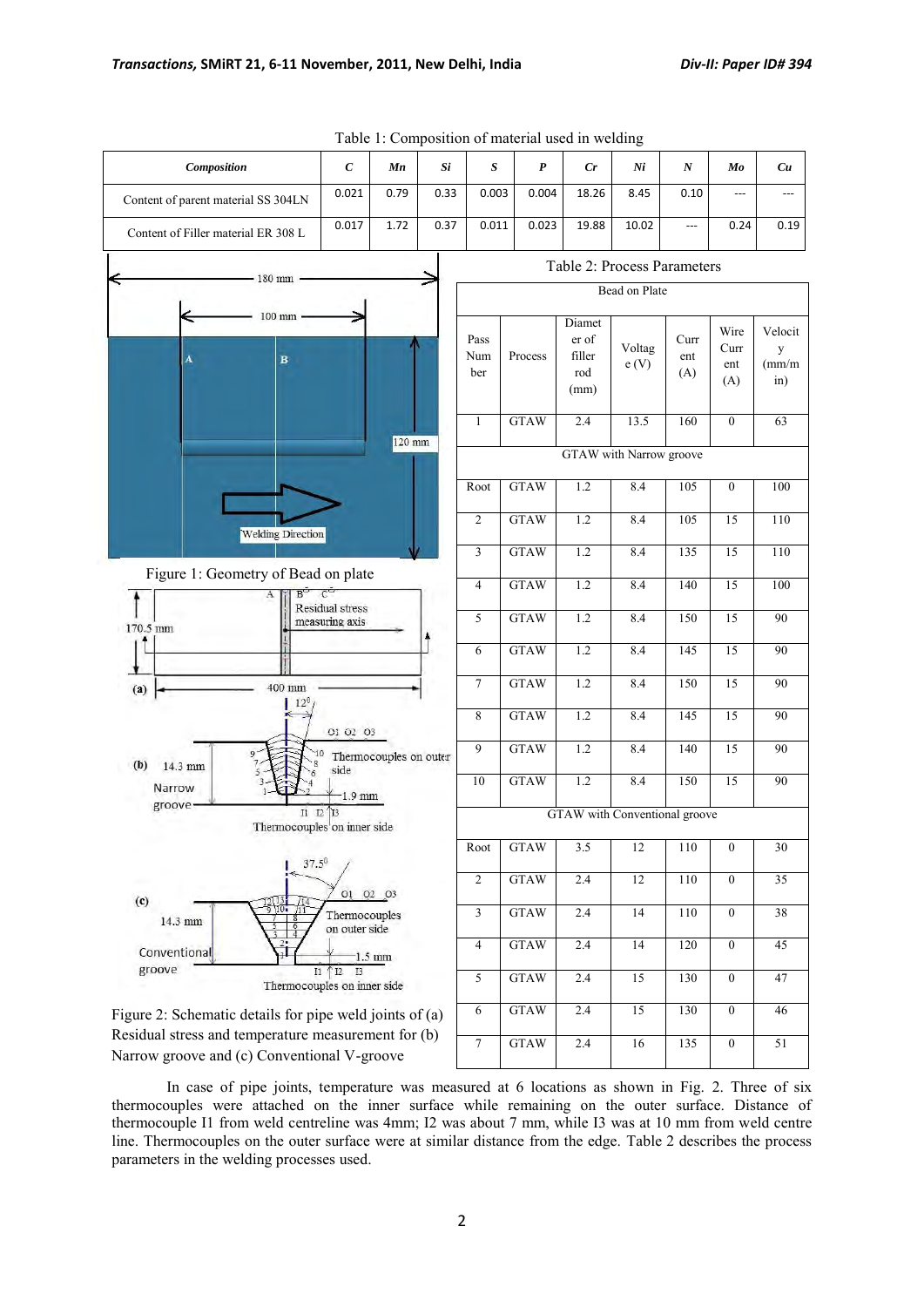Table 1: Composition of material used in welding

| *Composition* | *C* | *Mn* | *Si* | *S* | *P* | *Cr* | *Ni* | *N* | *Mo* | *Cu* |
|---|---|---|---|---|---|---|---|---|---|---|
| Content of parent material SS 304LN | 0.021 | 0.79 | 0.33 | 0.003 | 0.004 | 18.26 | 8.45 | 0.10 | --- | --- |
| Content of Filler material ER 308 L | 0.017 | 1.72 | 0.37 | 0.011 | 0.023 | 19.88 | 10.02 | --- | 0.24 | 0.19 |

Figure 1: Geometry of Bead on plate

Figure 2: Schematic details for pipe weld joints of (a) Residual stress and temperature measurement for (b) Narrow groove and (c) Conventional V-groove

Table 2: Process Parameters

| Pass Number | Process | Diameter of filler rod (mm) | Voltage (V) | Current (A) | Wire Current (A) | Velocity (mm/min) |
|---|---|---|---|---|---|---|
| **Bead on Plate** | | | | | | |
| 1 | GTAW | 2.4 | 13.5 | 160 | 0 | 63 |
| **GTAW with Narrow groove** | | | | | | |
| Root | GTAW | 1.2 | 8.4 | 105 | 0 | 100 |
| 2 | GTAW | 1.2 | 8.4 | 105 | 15 | 110 |
| 3 | GTAW | 1.2 | 8.4 | 135 | 15 | 110 |
| 4 | GTAW | 1.2 | 8.4 | 140 | 15 | 100 |
| 5 | GTAW | 1.2 | 8.4 | 150 | 15 | 90 |
| 6 | GTAW | 1.2 | 8.4 | 145 | 15 | 90 |
| 7 | GTAW | 1.2 | 8.4 | 150 | 15 | 90 |
| 8 | GTAW | 1.2 | 8.4 | 145 | 15 | 90 |
| 9 | GTAW | 1.2 | 8.4 | 140 | 15 | 90 |
| 10 | GTAW | 1.2 | 8.4 | 150 | 15 | 90 |
| **GTAW with Conventional groove** | | | | | | |
| Root | GTAW | 3.5 | 12 | 110 | 0 | 30 |
| 2 | GTAW | 2.4 | 12 | 110 | 0 | 35 |
| 3 | GTAW | 2.4 | 14 | 110 | 0 | 38 |
| 4 | GTAW | 2.4 | 14 | 120 | 0 | 45 |
| 5 | GTAW | 2.4 | 15 | 130 | 0 | 47 |
| 6 | GTAW | 2.4 | 15 | 130 | 0 | 46 |
| 7 | GTAW | 2.4 | 16 | 135 | 0 | 51 |

In case of pipe joints, temperature was measured at 6 locations as shown in Fig. 2. Three of six thermocouples were attached on the inner surface while remaining on the outer surface. Distance of thermocouple I1 from weld centreline was 4mm; I2 was about 7 mm, while I3 was at 10 mm from weld centre line. Thermocouples on the outer surface were at similar distance from the edge. Table 2 describes the process parameters in the welding processes used.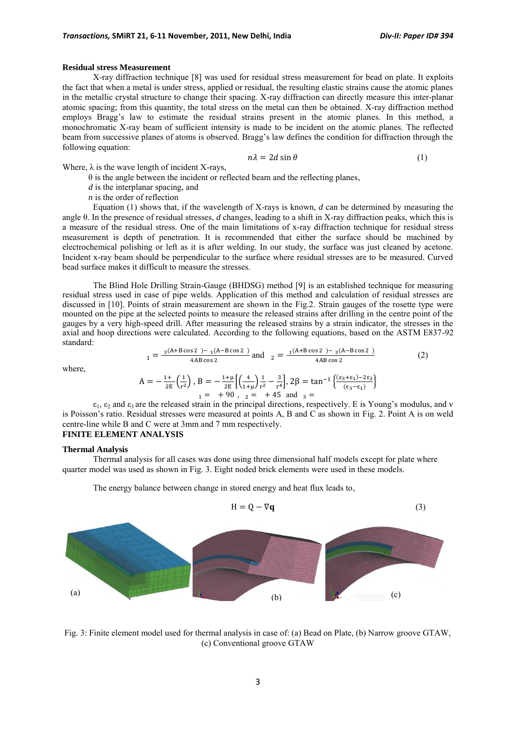**Residual stress Measurement**

X-ray diffraction technique [8] was used for residual stress measurement for bead on plate. It exploits the fact that when a metal is under stress, applied or residual, the resulting elastic strains cause the atomic planes in the metallic crystal structure to change their spacing. X-ray diffraction can directly measure this inter-planar atomic spacing; from this quantity, the total stress on the metal can then be obtained. X-ray diffraction method employs Bragg's law to estimate the residual strains present in the atomic planes. In this method, a monochromatic X-ray beam of sufficient intensity is made to be incident on the atomic planes. The reflected beam from successive planes of atoms is observed. Bragg's law defines the condition for diffraction through the following equation:

$$n\lambda = 2d\sin\theta \tag{1}$$

Where, $\lambda$ is the wave length of incident X-rays,

$\theta$ is the angle between the incident or reflected beam and the reflecting planes,

$d$ is the interplanar spacing, and

$n$ is the order of reflection

Equation (1) shows that, if the wavelength of X-rays is known, $d$ can be determined by measuring the angle $\theta$. In the presence of residual stresses, $d$ changes, leading to a shift in X-ray diffraction peaks, which this is a measure of the residual stress. One of the main limitations of x-ray diffraction technique for residual stress measurement is depth of penetration. It is recommended that either the surface should be machined by electrochemical polishing or left as it is after welding. In our study, the surface was just cleaned by acetone. Incident x-ray beam should be perpendicular to the surface where residual stresses are to be measured. Curved bead surface makes it difficult to measure the stresses.

The Blind Hole Drilling Strain-Gauge (BHDSG) method [9] is an established technique for measuring residual stress used in case of pipe welds. Application of this method and calculation of residual stresses are discussed in [10]. Points of strain measurement are shown in the Fig.2. Strain gauges of the rosette type were mounted on the pipe at the selected points to measure the released strains after drilling in the centre point of the gauges by a very high-speed drill. After measuring the released strains by a strain indicator, the stresses in the axial and hoop directions were calculated. According to the following equations, based on the ASTM E837-92 standard:

$$_1 = \frac{_3(A+B\cos 2\ ) - _1(A-B\cos 2\ )}{4AB\cos 2} \text{ and } _2 = \frac{_1(A+B\cos 2\ ) - _3(A-B\cos 2\ )}{4AB\cos 2} \tag{2}$$

where,

$$A = -\frac{1+}{2E}\left(\frac{1}{r^2}\right),\ B = -\frac{1+\mu}{2E}\left[\left(\frac{4}{1+\mu}\right)\frac{1}{r^2} - \frac{3}{r^4}\right],\ 2\beta = \tan^{-1}\left\{\frac{(\varepsilon_3+\varepsilon_1)-2\varepsilon_2}{(\varepsilon_3-\varepsilon_1)}\right\}$$

$$_1 = \ +90\ ,\ _2 = \ +45 \text{ and } _3 =$$

$\varepsilon_1$, $\varepsilon_2$ and $\varepsilon_3$ are the released strain in the principal directions, respectively. E is Young's modulus, and $\nu$ is Poisson's ratio. Residual stresses were measured at points A, B and C as shown in Fig. 2. Point A is on weld centre-line while B and C were at 3mm and 7 mm respectively.

## FINITE ELEMENT ANALYSIS

**Thermal Analysis**

Thermal analysis for all cases was done using three dimensional half models except for plate where quarter model was used as shown in Fig. 3. Eight noded brick elements were used in these models.

The energy balance between change in stored energy and heat flux leads to,

$$H = Q - \nabla\mathbf{q} \tag{3}$$

(a) (b) (c)

Fig. 3: Finite element model used for thermal analysis in case of: (a) Bead on Plate, (b) Narrow groove GTAW, (c) Conventional groove GTAW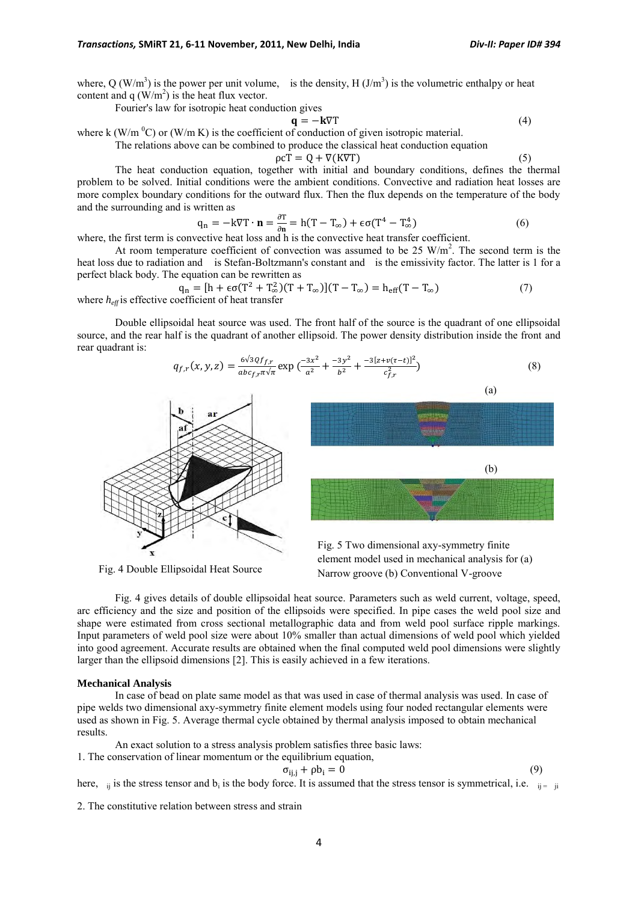where, Q (W/m$^3$) is the power per unit volume,  is the density, H (J/m$^3$) is the volumetric enthalpy or heat content and q (W/m$^2$) is the heat flux vector.

Fourier's law for isotropic heat conduction gives

$$\mathbf{q} = -\mathbf{k}\nabla\mathrm{T} \tag{4}$$

where k (W/m $^0$C) or (W/m K) is the coefficient of conduction of given isotropic material.

The relations above can be combined to produce the classical heat conduction equation

$$\rho c\mathrm{T} = \mathrm{Q} + \nabla(\mathrm{K}\nabla\mathrm{T}) \tag{5}$$

The heat conduction equation, together with initial and boundary conditions, defines the thermal problem to be solved. Initial conditions were the ambient conditions. Convective and radiation heat losses are more complex boundary conditions for the outward flux. Then the flux depends on the temperature of the body and the surrounding and is written as

$$\mathrm{q_n} = -\mathrm{k}\nabla\mathrm{T}\cdot\mathbf{n} = \frac{\partial\mathrm{T}}{\partial\mathbf{n}} = \mathrm{h}(\mathrm{T} - \mathrm{T}_\infty) + \epsilon\sigma(\mathrm{T}^4 - \mathrm{T}_\infty^4) \tag{6}$$

where, the first term is convective heat loss and h is the convective heat transfer coefficient.

At room temperature coefficient of convection was assumed to be 25 W/m$^2$. The second term is the heat loss due to radiation and  is Stefan-Boltzmann's constant and  is the emissivity factor. The latter is 1 for a perfect black body. The equation can be rewritten as

$$\mathrm{q_n} = [\mathrm{h} + \epsilon\sigma(\mathrm{T}^2 + \mathrm{T}_\infty^2)(\mathrm{T} + \mathrm{T}_\infty)](\mathrm{T} - \mathrm{T}_\infty) = \mathrm{h_{eff}}(\mathrm{T} - \mathrm{T}_\infty) \tag{7}$$

where $h_{eff}$ is effective coefficient of heat transfer

Double ellipsoidal heat source was used. The front half of the source is the quadrant of one ellipsoidal source, and the rear half is the quadrant of another ellipsoid. The power density distribution inside the front and rear quadrant is:

$$q_{f,r}(x,y,z) = \frac{6\sqrt{3}Qf_{f,r}}{abc_{f,r}\pi\sqrt{\pi}}\exp\left(\frac{-3x^2}{a^2} + \frac{-3y^2}{b^2} + \frac{-3[z+v(\tau-t)]^2}{c_{f,r}^2}\right) \tag{8}$$

Fig. 4 Double Ellipsoidal Heat Source

Fig. 5 Two dimensional axy-symmetry finite element model used in mechanical analysis for (a) Narrow groove (b) Conventional V-groove

Fig. 4 gives details of double ellipsoidal heat source. Parameters such as weld current, voltage, speed, arc efficiency and the size and position of the ellipsoids were specified. In pipe cases the weld pool size and shape were estimated from cross sectional metallographic data and from weld pool surface ripple markings. Input parameters of weld pool size were about 10% smaller than actual dimensions of weld pool which yielded into good agreement. Accurate results are obtained when the final computed weld pool dimensions were slightly larger than the ellipsoid dimensions [2]. This is easily achieved in a few iterations.

**Mechanical Analysis**

In case of bead on plate same model as that was used in case of thermal analysis was used. In case of pipe welds two dimensional axy-symmetry finite element models using four noded rectangular elements were used as shown in Fig. 5. Average thermal cycle obtained by thermal analysis imposed to obtain mechanical results.

An exact solution to a stress analysis problem satisfies three basic laws:

1. The conservation of linear momentum or the equilibrium equation,

$$\sigma_{ij,j} + \rho b_i = 0 \tag{9}$$

here, $_{ij}$ is the stress tensor and $b_i$ is the body force. It is assumed that the stress tensor is symmetrical, i.e. $_{ij} = \ _{ji}$

2. The constitutive relation between stress and strain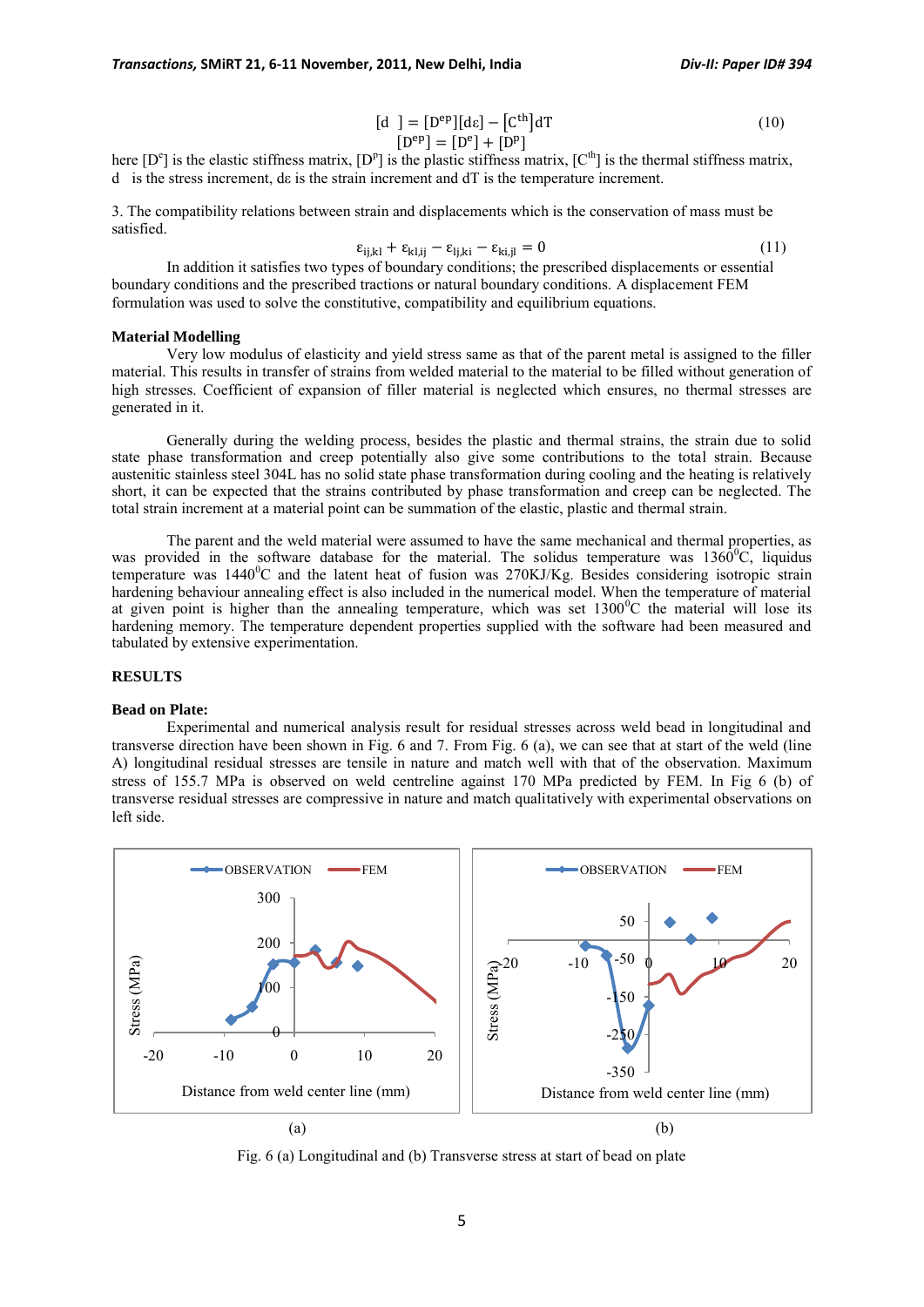$$[d\sigma] = [D^{ep}][d\varepsilon] - [C^{th}]dT \tag{10}$$
$$[D^{ep}] = [D^{e}] + [D^{p}]$$

here $[D^e]$ is the elastic stiffness matrix, $[D^p]$ is the plastic stiffness matrix, $[C^{th}]$ is the thermal stiffness matrix, $d\sigma$ is the stress increment, $d\varepsilon$ is the strain increment and dT is the temperature increment.

3. The compatibility relations between strain and displacements which is the conservation of mass must be satisfied.

$$\varepsilon_{ij,kl} + \varepsilon_{kl,ij} - \varepsilon_{lj,ki} - \varepsilon_{ki,jl} = 0 \tag{11}$$

In addition it satisfies two types of boundary conditions; the prescribed displacements or essential boundary conditions and the prescribed tractions or natural boundary conditions. A displacement FEM formulation was used to solve the constitutive, compatibility and equilibrium equations.

**Material Modelling**

Very low modulus of elasticity and yield stress same as that of the parent metal is assigned to the filler material. This results in transfer of strains from welded material to the material to be filled without generation of high stresses. Coefficient of expansion of filler material is neglected which ensures, no thermal stresses are generated in it.

Generally during the welding process, besides the plastic and thermal strains, the strain due to solid state phase transformation and creep potentially also give some contributions to the total strain. Because austenitic stainless steel 304L has no solid state phase transformation during cooling and the heating is relatively short, it can be expected that the strains contributed by phase transformation and creep can be neglected. The total strain increment at a material point can be summation of the elastic, plastic and thermal strain.

The parent and the weld material were assumed to have the same mechanical and thermal properties, as was provided in the software database for the material. The solidus temperature was $1360^0$C, liquidus temperature was $1440^0$C and the latent heat of fusion was 270KJ/Kg. Besides considering isotropic strain hardening behaviour annealing effect is also included in the numerical model. When the temperature of material at given point is higher than the annealing temperature, which was set $1300^0$C the material will lose its hardening memory. The temperature dependent properties supplied with the software had been measured and tabulated by extensive experimentation.

**RESULTS**

**Bead on Plate:**

Experimental and numerical analysis result for residual stresses across weld bead in longitudinal and transverse direction have been shown in Fig. 6 and 7. From Fig. 6 (a), we can see that at start of the weld (line A) longitudinal residual stresses are tensile in nature and match well with that of the observation. Maximum stress of 155.7 MPa is observed on weld centreline against 170 MPa predicted by FEM. In Fig 6 (b) of transverse residual stresses are compressive in nature and match qualitatively with experimental observations on left side.

(a) (b)

Fig. 6 (a) Longitudinal and (b) Transverse stress at start of bead on plate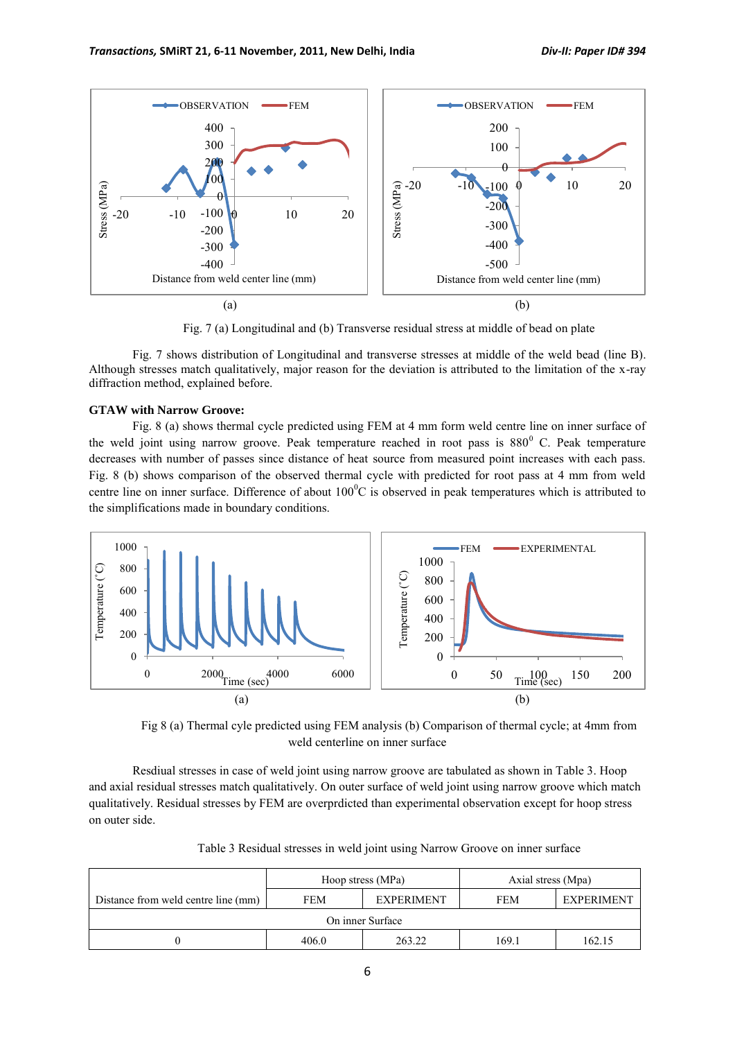Fig. 7 (a) Longitudinal and (b) Transverse residual stress at middle of bead on plate

Fig. 7 shows distribution of Longitudinal and transverse stresses at middle of the weld bead (line B). Although stresses match qualitatively, major reason for the deviation is attributed to the limitation of the x-ray diffraction method, explained before.

**GTAW with Narrow Groove:**

Fig. 8 (a) shows thermal cycle predicted using FEM at 4 mm form weld centre line on inner surface of the weld joint using narrow groove. Peak temperature reached in root pass is 880$^0$ C. Peak temperature decreases with number of passes since distance of heat source from measured point increases with each pass. Fig. 8 (b) shows comparison of the observed thermal cycle with predicted for root pass at 4 mm from weld centre line on inner surface. Difference of about 100$^0$C is observed in peak temperatures which is attributed to the simplifications made in boundary conditions.

Fig 8 (a) Thermal cyle predicted using FEM analysis (b) Comparison of thermal cycle; at 4mm from weld centerline on inner surface

Resdiual stresses in case of weld joint using narrow groove are tabulated as shown in Table 3. Hoop and axial residual stresses match qualitatively. On outer surface of weld joint using narrow groove which match qualitatively. Residual stresses by FEM are overprdicted than experimental observation except for hoop stress on outer side.

Table 3 Residual stresses in weld joint using Narrow Groove on inner surface

| Distance from weld centre line (mm) | Hoop stress (MPa) | | Axial stress (Mpa) | |
|---|---|---|---|---|
| | FEM | EXPERIMENT | FEM | EXPERIMENT |
| On inner Surface | | | | |
| 0 | 406.0 | 263.22 | 169.1 | 162.15 |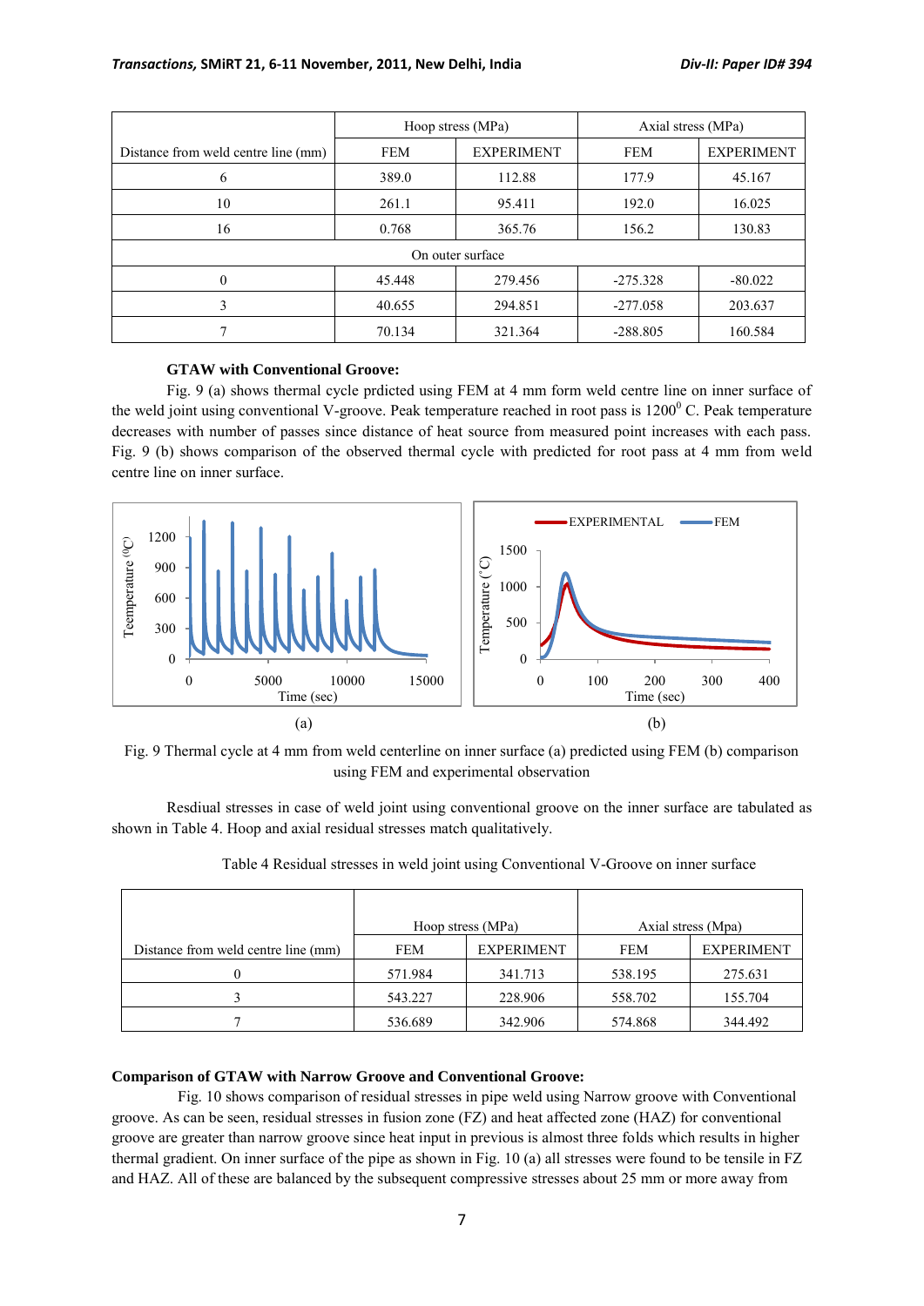| Distance from weld centre line (mm) | Hoop stress (MPa) | | Axial stress (MPa) | |
|---|---|---|---|---|
| | FEM | EXPERIMENT | FEM | EXPERIMENT |
| 6 | 389.0 | 112.88 | 177.9 | 45.167 |
| 10 | 261.1 | 95.411 | 192.0 | 16.025 |
| 16 | 0.768 | 365.76 | 156.2 | 130.83 |
| On outer surface | | | | |
| 0 | 45.448 | 279.456 | -275.328 | -80.022 |
| 3 | 40.655 | 294.851 | -277.058 | 203.637 |
| 7 | 70.134 | 321.364 | -288.805 | 160.584 |

**GTAW with Conventional Groove:**

Fig. 9 (a) shows thermal cycle prdicted using FEM at 4 mm form weld centre line on inner surface of the weld joint using conventional V-groove. Peak temperature reached in root pass is $1200^0$ C. Peak temperature decreases with number of passes since distance of heat source from measured point increases with each pass. Fig. 9 (b) shows comparison of the observed thermal cycle with predicted for root pass at 4 mm from weld centre line on inner surface.

(a) (b)

Fig. 9 Thermal cycle at 4 mm from weld centerline on inner surface (a) predicted using FEM (b) comparison using FEM and experimental observation

Resdiual stresses in case of weld joint using conventional groove on the inner surface are tabulated as shown in Table 4. Hoop and axial residual stresses match qualitatively.

Table 4 Residual stresses in weld joint using Conventional V-Groove on inner surface

| Distance from weld centre line (mm) | Hoop stress (MPa) | | Axial stress (Mpa) | |
|---|---|---|---|---|
| | FEM | EXPERIMENT | FEM | EXPERIMENT |
| 0 | 571.984 | 341.713 | 538.195 | 275.631 |
| 3 | 543.227 | 228.906 | 558.702 | 155.704 |
| 7 | 536.689 | 342.906 | 574.868 | 344.492 |

**Comparison of GTAW with Narrow Groove and Conventional Groove:**

Fig. 10 shows comparison of residual stresses in pipe weld using Narrow groove with Conventional groove. As can be seen, residual stresses in fusion zone (FZ) and heat affected zone (HAZ) for conventional groove are greater than narrow groove since heat input in previous is almost three folds which results in higher thermal gradient. On inner surface of the pipe as shown in Fig. 10 (a) all stresses were found to be tensile in FZ and HAZ. All of these are balanced by the subsequent compressive stresses about 25 mm or more away from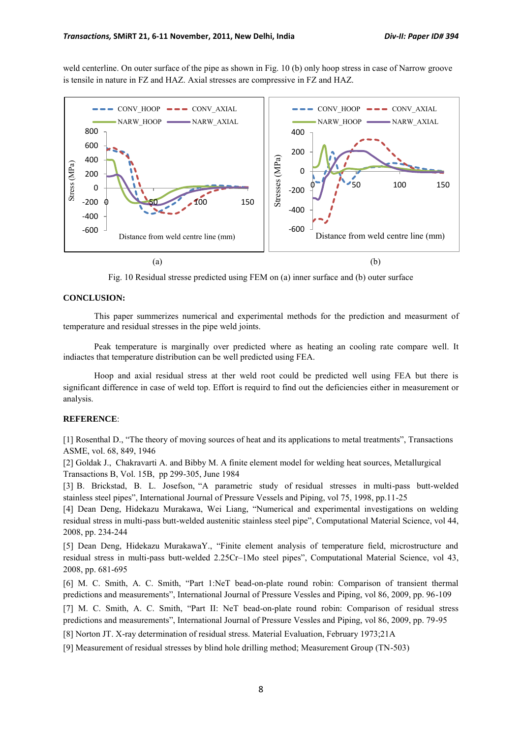weld centerline. On outer surface of the pipe as shown in Fig. 10 (b) only hoop stress in case of Narrow groove is tensile in nature in FZ and HAZ. Axial stresses are compressive in FZ and HAZ.

CONV_HOOP
CONV_AXIAL
NARW_HOOP
NARW_AXIAL
800
600
400
200
0
-200
-400
-600
Stress (MPa)
0
50
100
150
Distance from weld centre line (mm)

(a)

CONV_HOOP
CONV_AXIAL
NARW_HOOP
NARW_AXIAL
400
200
0
-200
-400
-600
Stresses (MPa)
0
50
100
150
Distance from weld centre line (mm)

(b)

Fig. 10 Residual stresse predicted using FEM on (a) inner surface and (b) outer surface

## CONCLUSION:

This paper summerizes numerical and experimental methods for the prediction and measurment of temperature and residual stresses in the pipe weld joints.

Peak temperature is marginally over predicted where as heating an cooling rate compare well. It indiactes that temperature distribution can be well predicted using FEA.

Hoop and axial residual stress at ther weld root could be predicted well using FEA but there is significant difference in case of weld top. Effort is requird to find out the deficiencies either in measurement or analysis.

## REFERENCE:

[1] Rosenthal D., "The theory of moving sources of heat and its applications to metal treatments", Transactions ASME, vol. 68, 849, 1946

[2] Goldak J., Chakravarti A. and Bibby M. A finite element model for welding heat sources, Metallurgical Transactions B, Vol. 15B, pp 299-305, June 1984

[3] B. Brickstad, B. L. Josefson, "A parametric study of residual stresses in multi-pass butt-welded stainless steel pipes", International Journal of Pressure Vessels and Piping, vol 75, 1998, pp.11-25

[4] Dean Deng, Hidekazu Murakawa, Wei Liang, "Numerical and experimental investigations on welding residual stress in multi-pass butt-welded austenitic stainless steel pipe", Computational Material Science, vol 44, 2008, pp. 234-244

[5] Dean Deng, Hidekazu MurakawaY., "Finite element analysis of temperature field, microstructure and residual stress in multi-pass butt-welded 2.25Cr–1Mo steel pipes", Computational Material Science, vol 43, 2008, pp. 681-695

[6] M. C. Smith, A. C. Smith, "Part 1:NeT bead-on-plate round robin: Comparison of transient thermal predictions and measurements", International Journal of Pressure Vessles and Piping, vol 86, 2009, pp. 96-109

[7] M. C. Smith, A. C. Smith, "Part II: NeT bead-on-plate round robin: Comparison of residual stress predictions and measurements", International Journal of Pressure Vessles and Piping, vol 86, 2009, pp. 79-95

[8] Norton JT. X-ray determination of residual stress. Material Evaluation, February 1973;21A

[9] Measurement of residual stresses by blind hole drilling method; Measurement Group (TN-503)